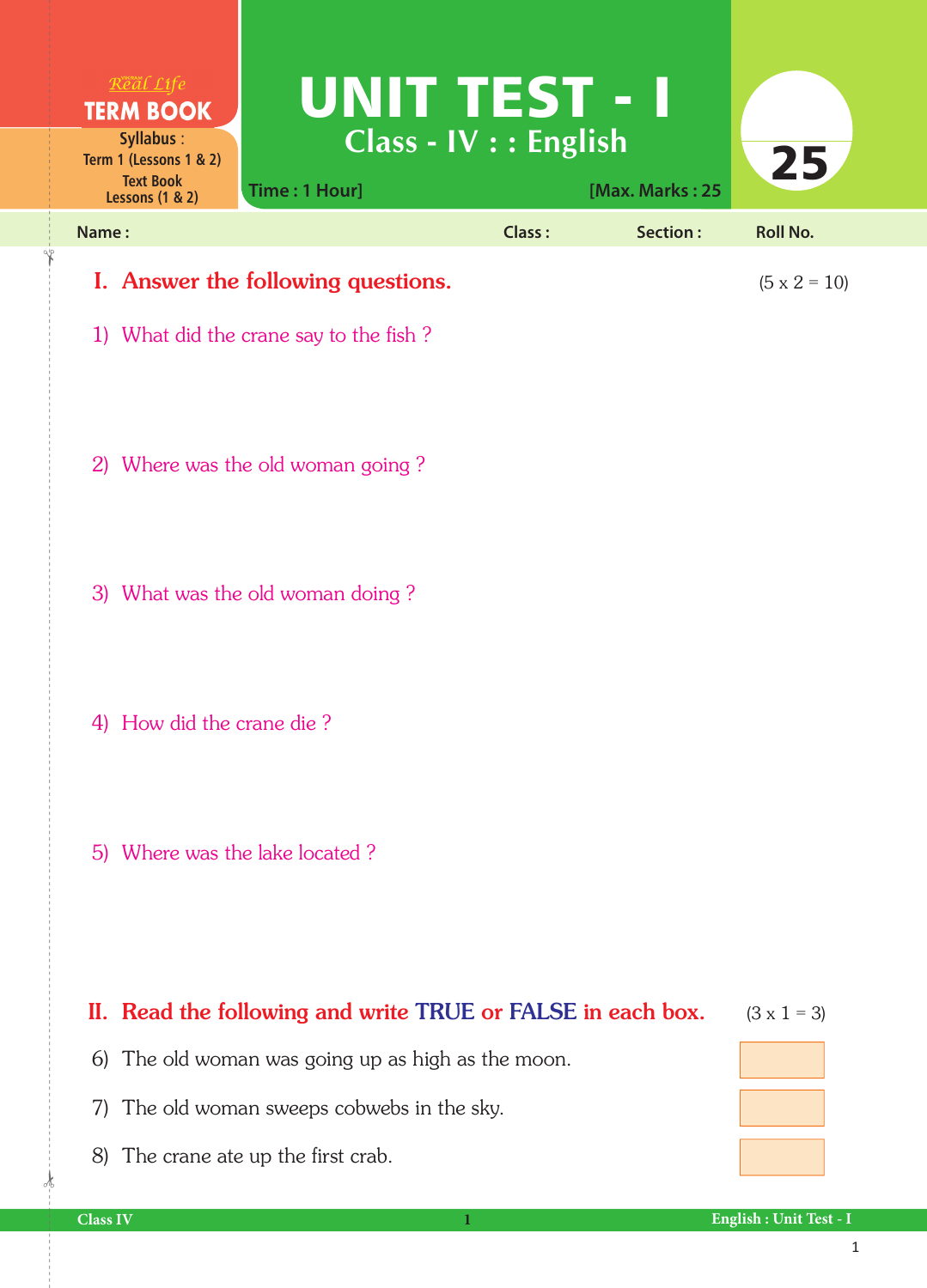Real Life
**TERM BOOK**

**Syllabus :** Term 1 (Lessons 1 & 2)
Text Book Lessons (1 & 2)

# UNIT TEST - I

## Class - IV : : English

Time : 1 Hour] [Max. Marks : 25

25

**Name :** **Class :** **Section :** **Roll No.**

## I. Answer the following questions. (5 x 2 = 10)

1) What did the crane say to the fish ?

2) Where was the old woman going ?

3) What was the old woman doing ?

4) How did the crane die ?

5) Where was the lake located ?

## II. Read the following and write TRUE or FALSE in each box. (3 x 1 = 3)

6) The old woman was going up as high as the moon.

7) The old woman sweeps cobwebs in the sky.

8) The crane ate up the first crab.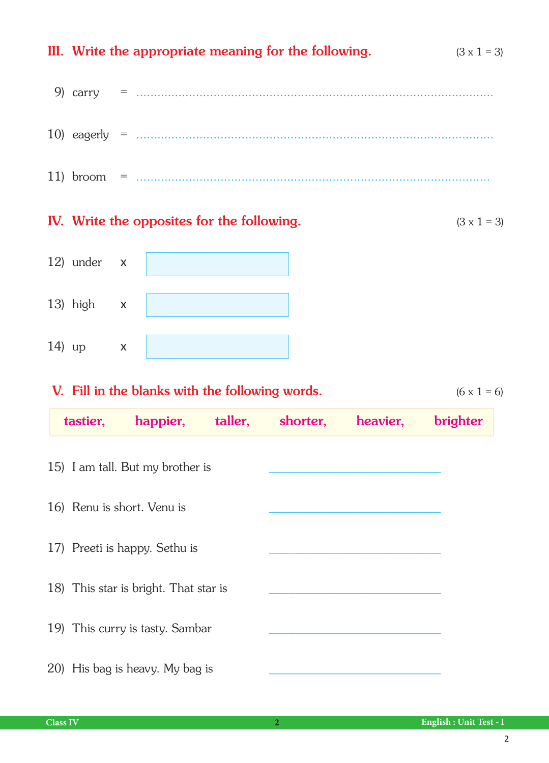## III. Write the appropriate meaning for the following. (3 x 1 = 3)

9) carry = ..........................................................................................

10) eagerly = ..........................................................................................

11) broom = ..........................................................................................

## IV. Write the opposites for the following. (3 x 1 = 3)

12) under x ____________

13) high x ____________

14) up x ____________

## V. Fill in the blanks with the following words. (6 x 1 = 6)

**tastier, happier, taller, shorter, heavier, brighter**

15) I am tall. But my brother is ____________

16) Renu is short. Venu is ____________

17) Preeti is happy. Sethu is ____________

18) This star is bright. That star is ____________

19) This curry is tasty. Sambar ____________

20) His bag is heavy. My bag is ____________